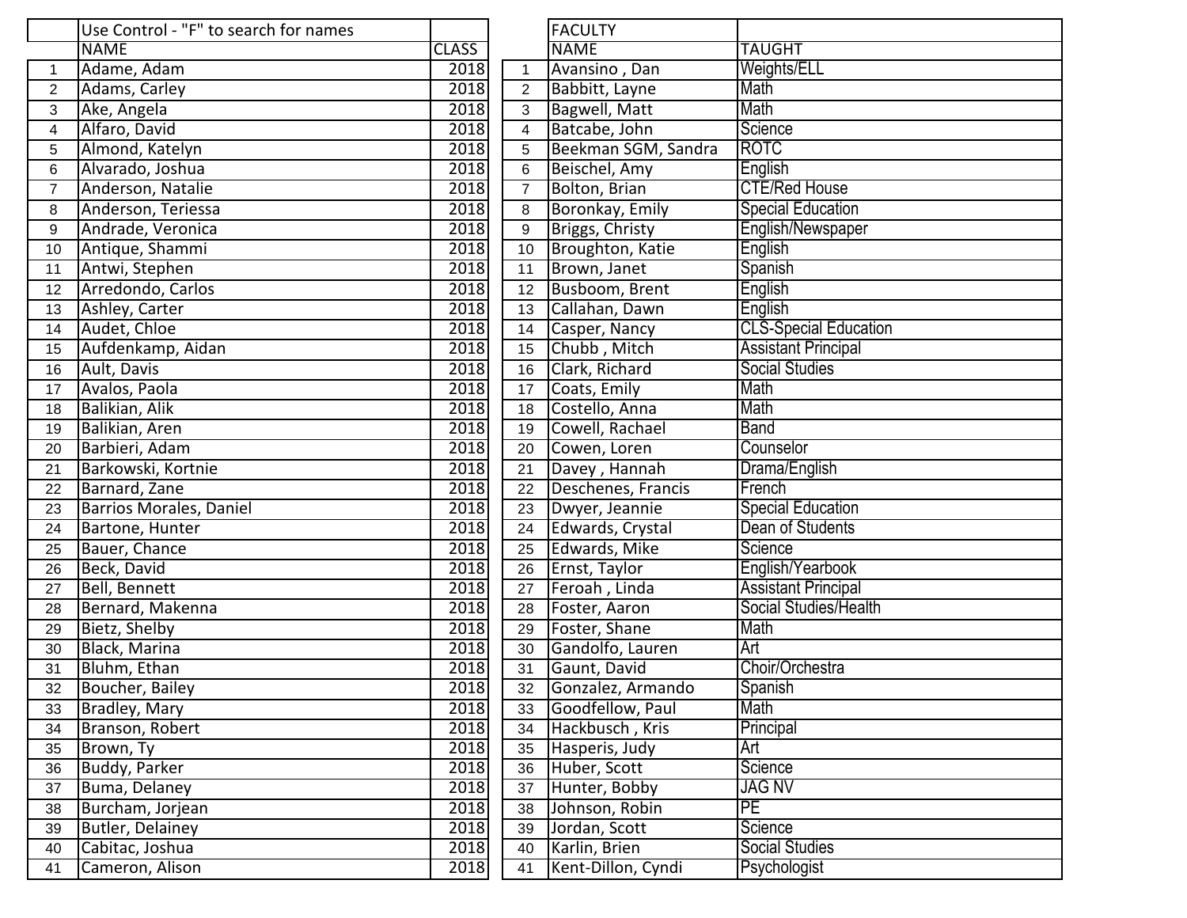| | Use Control - "F" to search for names | |
|---|---|---|
| | NAME | CLASS |
| 1 | Adame, Adam | 2018 |
| 2 | Adams, Carley | 2018 |
| 3 | Ake, Angela | 2018 |
| 4 | Alfaro, David | 2018 |
| 5 | Almond, Katelyn | 2018 |
| 6 | Alvarado, Joshua | 2018 |
| 7 | Anderson, Natalie | 2018 |
| 8 | Anderson, Teriessa | 2018 |
| 9 | Andrade, Veronica | 2018 |
| 10 | Antique, Shammi | 2018 |
| 11 | Antwi, Stephen | 2018 |
| 12 | Arredondo, Carlos | 2018 |
| 13 | Ashley, Carter | 2018 |
| 14 | Audet, Chloe | 2018 |
| 15 | Aufdenkamp, Aidan | 2018 |
| 16 | Ault, Davis | 2018 |
| 17 | Avalos, Paola | 2018 |
| 18 | Balikian, Alik | 2018 |
| 19 | Balikian, Aren | 2018 |
| 20 | Barbieri, Adam | 2018 |
| 21 | Barkowski, Kortnie | 2018 |
| 22 | Barnard, Zane | 2018 |
| 23 | Barrios Morales, Daniel | 2018 |
| 24 | Bartone, Hunter | 2018 |
| 25 | Bauer, Chance | 2018 |
| 26 | Beck, David | 2018 |
| 27 | Bell, Bennett | 2018 |
| 28 | Bernard, Makenna | 2018 |
| 29 | Bietz, Shelby | 2018 |
| 30 | Black, Marina | 2018 |
| 31 | Bluhm, Ethan | 2018 |
| 32 | Boucher, Bailey | 2018 |
| 33 | Bradley, Mary | 2018 |
| 34 | Branson, Robert | 2018 |
| 35 | Brown, Ty | 2018 |
| 36 | Buddy, Parker | 2018 |
| 37 | Buma, Delaney | 2018 |
| 38 | Burcham, Jorjean | 2018 |
| 39 | Butler, Delainey | 2018 |
| 40 | Cabitac, Joshua | 2018 |
| 41 | Cameron, Alison | 2018 |

| | FACULTY | |
|---|---|---|
| | NAME | TAUGHT |
| 1 | Avansino , Dan | Weights/ELL |
| 2 | Babbitt, Layne | Math |
| 3 | Bagwell, Matt | Math |
| 4 | Batcabe, John | Science |
| 5 | Beekman SGM, Sandra | ROTC |
| 6 | Beischel, Amy | English |
| 7 | Bolton, Brian | CTE/Red House |
| 8 | Boronkay, Emily | Special Education |
| 9 | Briggs, Christy | English/Newspaper |
| 10 | Broughton, Katie | English |
| 11 | Brown, Janet | Spanish |
| 12 | Busboom, Brent | English |
| 13 | Callahan, Dawn | English |
| 14 | Casper, Nancy | CLS-Special Education |
| 15 | Chubb , Mitch | Assistant Principal |
| 16 | Clark, Richard | Social Studies |
| 17 | Coats, Emily | Math |
| 18 | Costello, Anna | Math |
| 19 | Cowell, Rachael | Band |
| 20 | Cowen, Loren | Counselor |
| 21 | Davey , Hannah | Drama/English |
| 22 | Deschenes, Francis | French |
| 23 | Dwyer, Jeannie | Special Education |
| 24 | Edwards, Crystal | Dean of Students |
| 25 | Edwards, Mike | Science |
| 26 | Ernst, Taylor | English/Yearbook |
| 27 | Feroah , Linda | Assistant Principal |
| 28 | Foster, Aaron | Social Studies/Health |
| 29 | Foster, Shane | Math |
| 30 | Gandolfo, Lauren | Art |
| 31 | Gaunt, David | Choir/Orchestra |
| 32 | Gonzalez, Armando | Spanish |
| 33 | Goodfellow, Paul | Math |
| 34 | Hackbusch , Kris | Principal |
| 35 | Hasperis, Judy | Art |
| 36 | Huber, Scott | Science |
| 37 | Hunter, Bobby | JAG NV |
| 38 | Johnson, Robin | PE |
| 39 | Jordan, Scott | Science |
| 40 | Karlin, Brien | Social Studies |
| 41 | Kent-Dillon, Cyndi | Psychologist |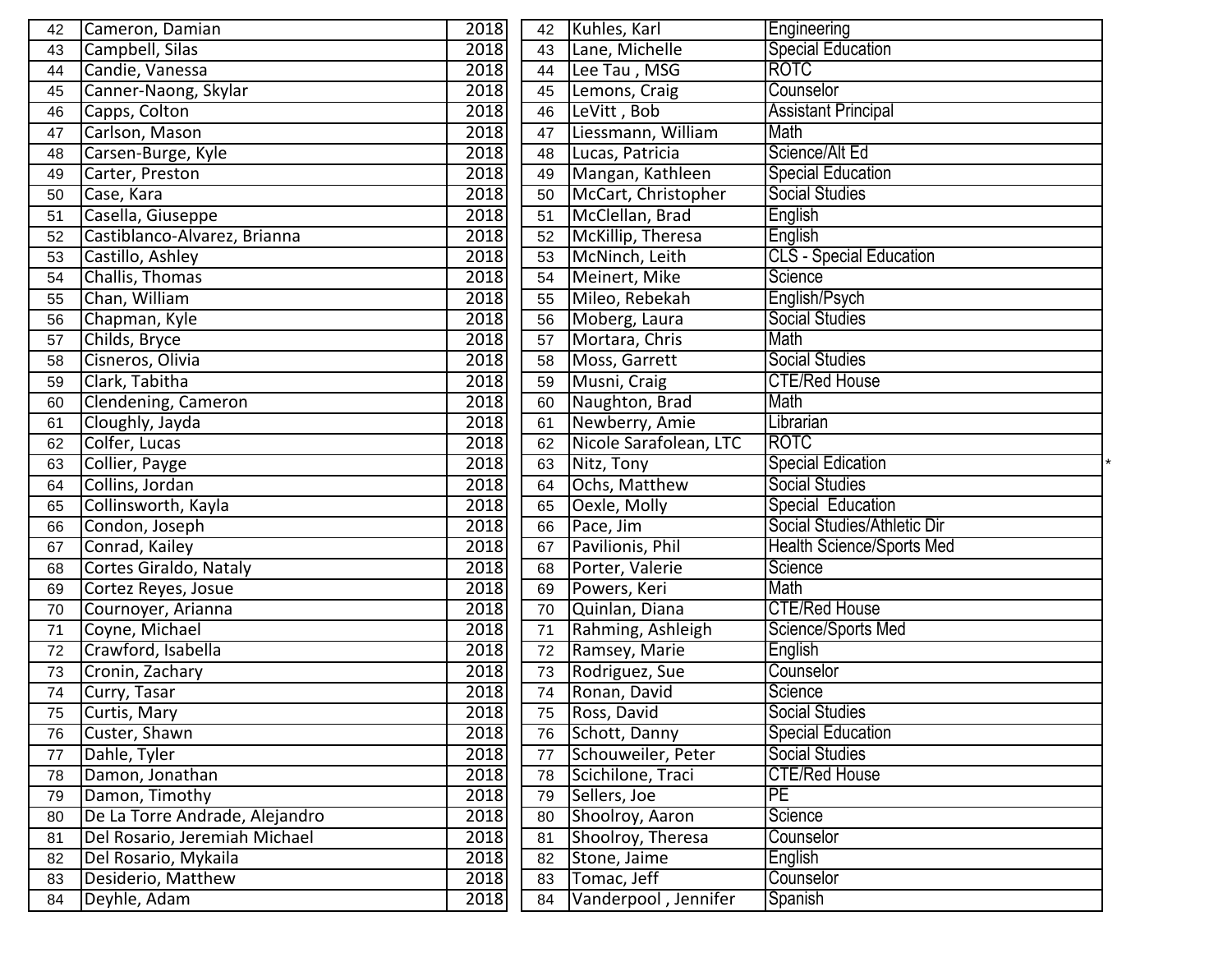| | | | | | |
|---|---|---|---|---|---|
| 42 | Cameron, Damian | 2018 | 42 | Kuhles, Karl | Engineering |
| 43 | Campbell, Silas | 2018 | 43 | Lane, Michelle | Special Education |
| 44 | Candie, Vanessa | 2018 | 44 | Lee Tau , MSG | ROTC |
| 45 | Canner-Naong, Skylar | 2018 | 45 | Lemons, Craig | Counselor |
| 46 | Capps, Colton | 2018 | 46 | LeVitt , Bob | Assistant Principal |
| 47 | Carlson, Mason | 2018 | 47 | Liessmann, William | Math |
| 48 | Carsen-Burge, Kyle | 2018 | 48 | Lucas, Patricia | Science/Alt Ed |
| 49 | Carter, Preston | 2018 | 49 | Mangan, Kathleen | Special Education |
| 50 | Case, Kara | 2018 | 50 | McCart, Christopher | Social Studies |
| 51 | Casella, Giuseppe | 2018 | 51 | McClellan, Brad | English |
| 52 | Castiblanco-Alvarez, Brianna | 2018 | 52 | McKillip, Theresa | English |
| 53 | Castillo, Ashley | 2018 | 53 | McNinch, Leith | CLS - Special Education |
| 54 | Challis, Thomas | 2018 | 54 | Meinert, Mike | Science |
| 55 | Chan, William | 2018 | 55 | Mileo, Rebekah | English/Psych |
| 56 | Chapman, Kyle | 2018 | 56 | Moberg, Laura | Social Studies |
| 57 | Childs, Bryce | 2018 | 57 | Mortara, Chris | Math |
| 58 | Cisneros, Olivia | 2018 | 58 | Moss, Garrett | Social Studies |
| 59 | Clark, Tabitha | 2018 | 59 | Musni, Craig | CTE/Red House |
| 60 | Clendening, Cameron | 2018 | 60 | Naughton, Brad | Math |
| 61 | Cloughly, Jayda | 2018 | 61 | Newberry, Amie | Librarian |
| 62 | Colfer, Lucas | 2018 | 62 | Nicole Sarafolean, LTC | ROTC |
| 63 | Collier, Payge | 2018 | 63 | Nitz, Tony | Special Edication * |
| 64 | Collins, Jordan | 2018 | 64 | Ochs, Matthew | Social Studies |
| 65 | Collinsworth, Kayla | 2018 | 65 | Oexle, Molly | Special Education |
| 66 | Condon, Joseph | 2018 | 66 | Pace, Jim | Social Studies/Athletic Dir |
| 67 | Conrad, Kailey | 2018 | 67 | Pavilionis, Phil | Health Science/Sports Med |
| 68 | Cortes Giraldo, Nataly | 2018 | 68 | Porter, Valerie | Science |
| 69 | Cortez Reyes, Josue | 2018 | 69 | Powers, Keri | Math |
| 70 | Cournoyer, Arianna | 2018 | 70 | Quinlan, Diana | CTE/Red House |
| 71 | Coyne, Michael | 2018 | 71 | Rahming, Ashleigh | Science/Sports Med |
| 72 | Crawford, Isabella | 2018 | 72 | Ramsey, Marie | English |
| 73 | Cronin, Zachary | 2018 | 73 | Rodriguez, Sue | Counselor |
| 74 | Curry, Tasar | 2018 | 74 | Ronan, David | Science |
| 75 | Curtis, Mary | 2018 | 75 | Ross, David | Social Studies |
| 76 | Custer, Shawn | 2018 | 76 | Schott, Danny | Special Education |
| 77 | Dahle, Tyler | 2018 | 77 | Schouweiler, Peter | Social Studies |
| 78 | Damon, Jonathan | 2018 | 78 | Scichilone, Traci | CTE/Red House |
| 79 | Damon, Timothy | 2018 | 79 | Sellers, Joe | PE |
| 80 | De La Torre Andrade, Alejandro | 2018 | 80 | Shoolroy, Aaron | Science |
| 81 | Del Rosario, Jeremiah Michael | 2018 | 81 | Shoolroy, Theresa | Counselor |
| 82 | Del Rosario, Mykaila | 2018 | 82 | Stone, Jaime | English |
| 83 | Desiderio, Matthew | 2018 | 83 | Tomac, Jeff | Counselor |
| 84 | Deyhle, Adam | 2018 | 84 | Vanderpool , Jennifer | Spanish |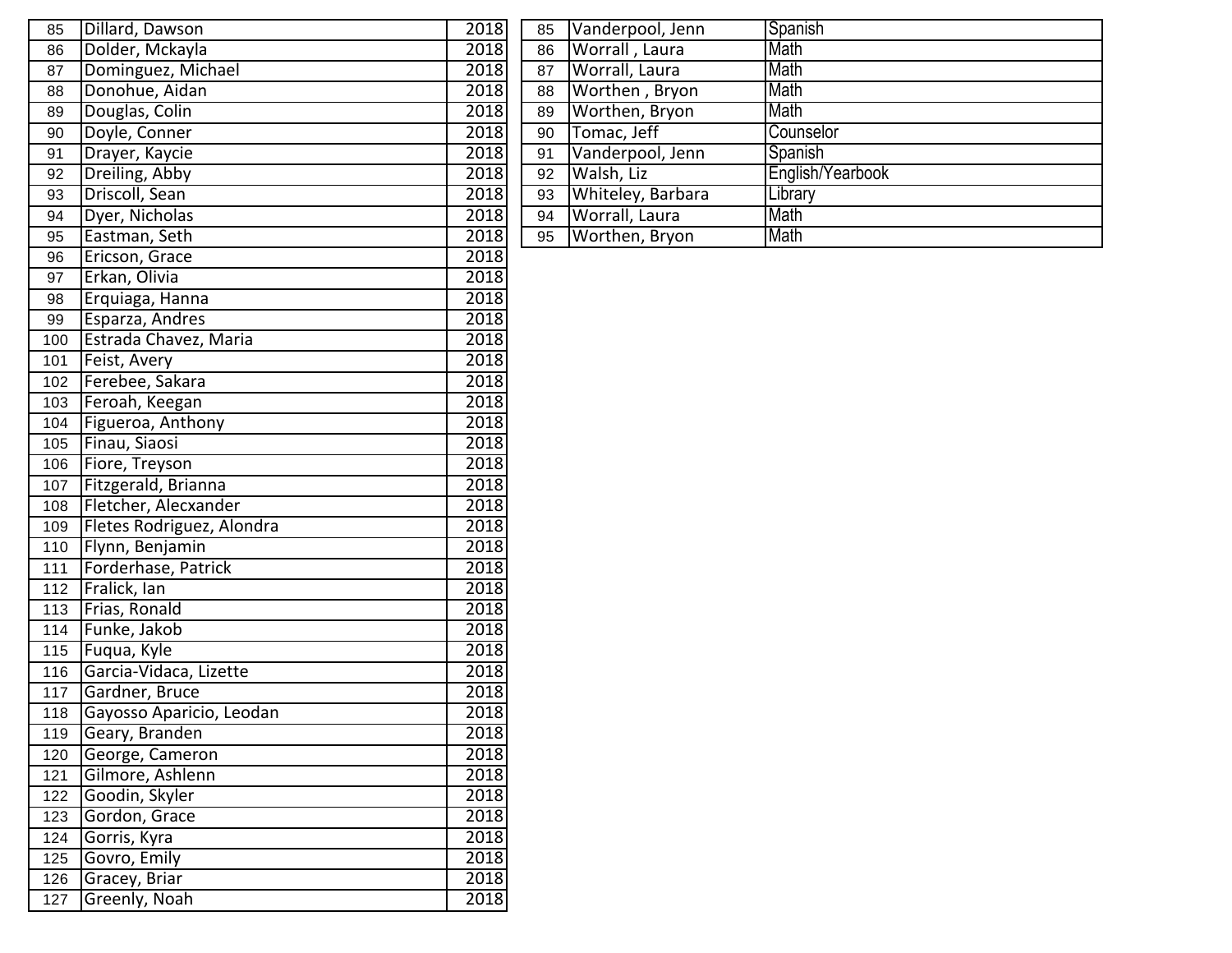| 85 | Dillard, Dawson | 2018 |
|---|---|---|
| 86 | Dolder, Mckayla | 2018 |
| 87 | Dominguez, Michael | 2018 |
| 88 | Donohue, Aidan | 2018 |
| 89 | Douglas, Colin | 2018 |
| 90 | Doyle, Conner | 2018 |
| 91 | Drayer, Kaycie | 2018 |
| 92 | Dreiling, Abby | 2018 |
| 93 | Driscoll, Sean | 2018 |
| 94 | Dyer, Nicholas | 2018 |
| 95 | Eastman, Seth | 2018 |
| 96 | Ericson, Grace | 2018 |
| 97 | Erkan, Olivia | 2018 |
| 98 | Erquiaga, Hanna | 2018 |
| 99 | Esparza, Andres | 2018 |
| 100 | Estrada Chavez, Maria | 2018 |
| 101 | Feist, Avery | 2018 |
| 102 | Ferebee, Sakara | 2018 |
| 103 | Feroah, Keegan | 2018 |
| 104 | Figueroa, Anthony | 2018 |
| 105 | Finau, Siaosi | 2018 |
| 106 | Fiore, Treyson | 2018 |
| 107 | Fitzgerald, Brianna | 2018 |
| 108 | Fletcher, Alecxander | 2018 |
| 109 | Fletes Rodriguez, Alondra | 2018 |
| 110 | Flynn, Benjamin | 2018 |
| 111 | Forderhase, Patrick | 2018 |
| 112 | Fralick, Ian | 2018 |
| 113 | Frias, Ronald | 2018 |
| 114 | Funke, Jakob | 2018 |
| 115 | Fuqua, Kyle | 2018 |
| 116 | Garcia-Vidaca, Lizette | 2018 |
| 117 | Gardner, Bruce | 2018 |
| 118 | Gayosso Aparicio, Leodan | 2018 |
| 119 | Geary, Branden | 2018 |
| 120 | George, Cameron | 2018 |
| 121 | Gilmore, Ashlenn | 2018 |
| 122 | Goodin, Skyler | 2018 |
| 123 | Gordon, Grace | 2018 |
| 124 | Gorris, Kyra | 2018 |
| 125 | Govro, Emily | 2018 |
| 126 | Gracey, Briar | 2018 |
| 127 | Greenly, Noah | 2018 |

| 85 | Vanderpool, Jenn | Spanish |
|---|---|---|
| 86 | Worrall , Laura | Math |
| 87 | Worrall, Laura | Math |
| 88 | Worthen , Bryon | Math |
| 89 | Worthen, Bryon | Math |
| 90 | Tomac, Jeff | Counselor |
| 91 | Vanderpool, Jenn | Spanish |
| 92 | Walsh, Liz | English/Yearbook |
| 93 | Whiteley, Barbara | Library |
| 94 | Worrall, Laura | Math |
| 95 | Worthen, Bryon | Math |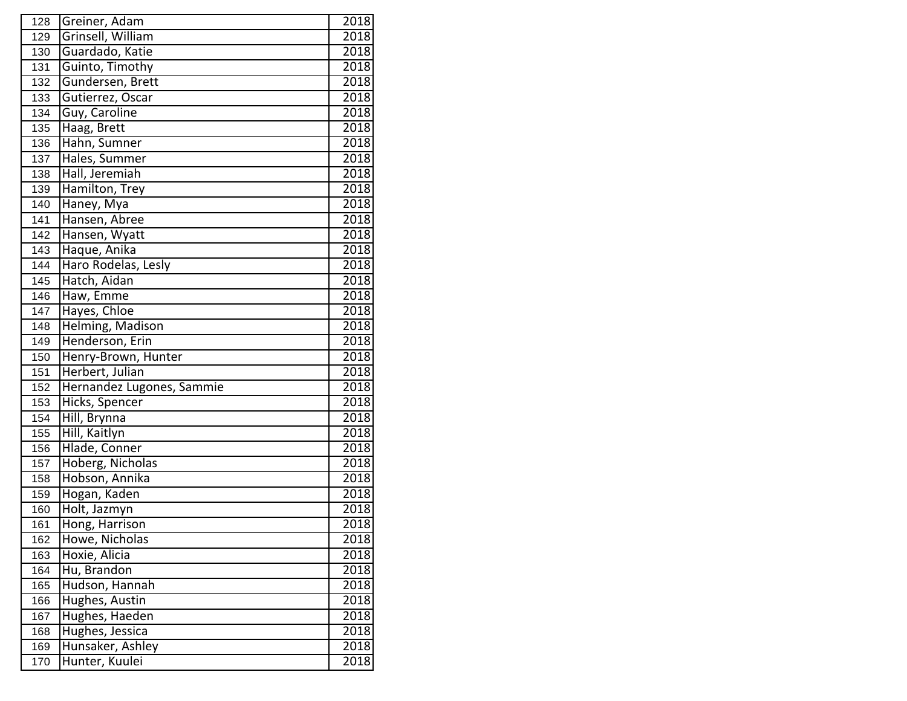| 128 | Greiner, Adam | 2018 |
|---|---|---|
| 129 | Grinsell, William | 2018 |
| 130 | Guardado, Katie | 2018 |
| 131 | Guinto, Timothy | 2018 |
| 132 | Gundersen, Brett | 2018 |
| 133 | Gutierrez, Oscar | 2018 |
| 134 | Guy, Caroline | 2018 |
| 135 | Haag, Brett | 2018 |
| 136 | Hahn, Sumner | 2018 |
| 137 | Hales, Summer | 2018 |
| 138 | Hall, Jeremiah | 2018 |
| 139 | Hamilton, Trey | 2018 |
| 140 | Haney, Mya | 2018 |
| 141 | Hansen, Abree | 2018 |
| 142 | Hansen, Wyatt | 2018 |
| 143 | Haque, Anika | 2018 |
| 144 | Haro Rodelas, Lesly | 2018 |
| 145 | Hatch, Aidan | 2018 |
| 146 | Haw, Emme | 2018 |
| 147 | Hayes, Chloe | 2018 |
| 148 | Helming, Madison | 2018 |
| 149 | Henderson, Erin | 2018 |
| 150 | Henry-Brown, Hunter | 2018 |
| 151 | Herbert, Julian | 2018 |
| 152 | Hernandez Lugones, Sammie | 2018 |
| 153 | Hicks, Spencer | 2018 |
| 154 | Hill, Brynna | 2018 |
| 155 | Hill, Kaitlyn | 2018 |
| 156 | Hlade, Conner | 2018 |
| 157 | Hoberg, Nicholas | 2018 |
| 158 | Hobson, Annika | 2018 |
| 159 | Hogan, Kaden | 2018 |
| 160 | Holt, Jazmyn | 2018 |
| 161 | Hong, Harrison | 2018 |
| 162 | Howe, Nicholas | 2018 |
| 163 | Hoxie, Alicia | 2018 |
| 164 | Hu, Brandon | 2018 |
| 165 | Hudson, Hannah | 2018 |
| 166 | Hughes, Austin | 2018 |
| 167 | Hughes, Haeden | 2018 |
| 168 | Hughes, Jessica | 2018 |
| 169 | Hunsaker, Ashley | 2018 |
| 170 | Hunter, Kuulei | 2018 |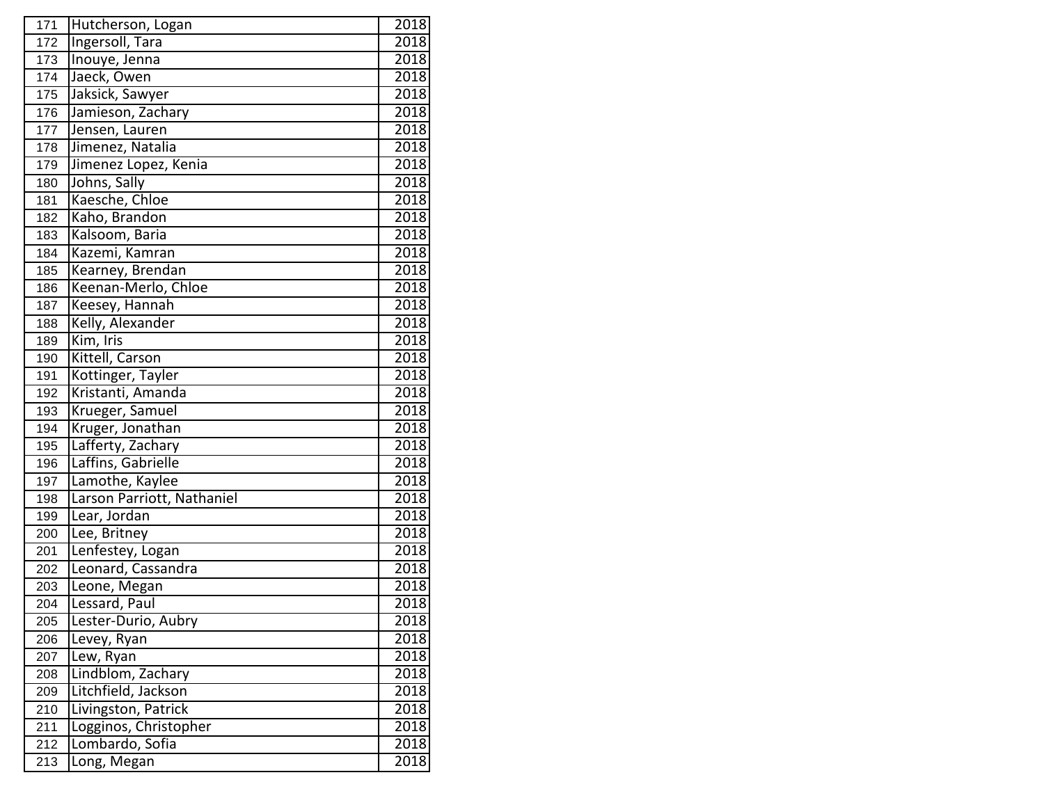| | | |
|---|---|---|
| 171 | Hutcherson, Logan | 2018 |
| 172 | Ingersoll, Tara | 2018 |
| 173 | Inouye, Jenna | 2018 |
| 174 | Jaeck, Owen | 2018 |
| 175 | Jaksick, Sawyer | 2018 |
| 176 | Jamieson, Zachary | 2018 |
| 177 | Jensen, Lauren | 2018 |
| 178 | Jimenez, Natalia | 2018 |
| 179 | Jimenez Lopez, Kenia | 2018 |
| 180 | Johns, Sally | 2018 |
| 181 | Kaesche, Chloe | 2018 |
| 182 | Kaho, Brandon | 2018 |
| 183 | Kalsoom, Baria | 2018 |
| 184 | Kazemi, Kamran | 2018 |
| 185 | Kearney, Brendan | 2018 |
| 186 | Keenan-Merlo, Chloe | 2018 |
| 187 | Keesey, Hannah | 2018 |
| 188 | Kelly, Alexander | 2018 |
| 189 | Kim, Iris | 2018 |
| 190 | Kittell, Carson | 2018 |
| 191 | Kottinger, Tayler | 2018 |
| 192 | Kristanti, Amanda | 2018 |
| 193 | Krueger, Samuel | 2018 |
| 194 | Kruger, Jonathan | 2018 |
| 195 | Lafferty, Zachary | 2018 |
| 196 | Laffins, Gabrielle | 2018 |
| 197 | Lamothe, Kaylee | 2018 |
| 198 | Larson Parriott, Nathaniel | 2018 |
| 199 | Lear, Jordan | 2018 |
| 200 | Lee, Britney | 2018 |
| 201 | Lenfestey, Logan | 2018 |
| 202 | Leonard, Cassandra | 2018 |
| 203 | Leone, Megan | 2018 |
| 204 | Lessard, Paul | 2018 |
| 205 | Lester-Durio, Aubry | 2018 |
| 206 | Levey, Ryan | 2018 |
| 207 | Lew, Ryan | 2018 |
| 208 | Lindblom, Zachary | 2018 |
| 209 | Litchfield, Jackson | 2018 |
| 210 | Livingston, Patrick | 2018 |
| 211 | Logginos, Christopher | 2018 |
| 212 | Lombardo, Sofia | 2018 |
| 213 | Long, Megan | 2018 |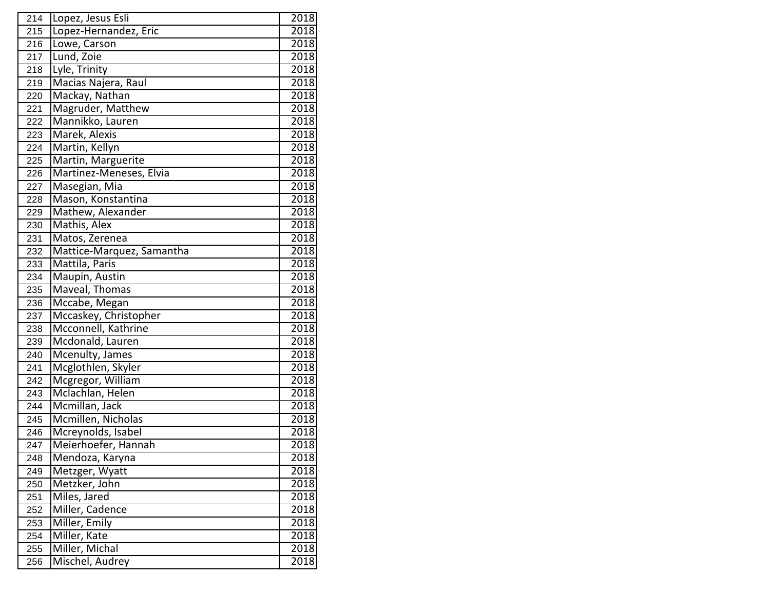| | | |
|---|---|---|
| 214 | Lopez, Jesus Esli | 2018 |
| 215 | Lopez-Hernandez, Eric | 2018 |
| 216 | Lowe, Carson | 2018 |
| 217 | Lund, Zoie | 2018 |
| 218 | Lyle, Trinity | 2018 |
| 219 | Macias Najera, Raul | 2018 |
| 220 | Mackay, Nathan | 2018 |
| 221 | Magruder, Matthew | 2018 |
| 222 | Mannikko, Lauren | 2018 |
| 223 | Marek, Alexis | 2018 |
| 224 | Martin, Kellyn | 2018 |
| 225 | Martin, Marguerite | 2018 |
| 226 | Martinez-Meneses, Elvia | 2018 |
| 227 | Masegian, Mia | 2018 |
| 228 | Mason, Konstantina | 2018 |
| 229 | Mathew, Alexander | 2018 |
| 230 | Mathis, Alex | 2018 |
| 231 | Matos, Zerenea | 2018 |
| 232 | Mattice-Marquez, Samantha | 2018 |
| 233 | Mattila, Paris | 2018 |
| 234 | Maupin, Austin | 2018 |
| 235 | Maveal, Thomas | 2018 |
| 236 | Mccabe, Megan | 2018 |
| 237 | Mccaskey, Christopher | 2018 |
| 238 | Mcconnell, Kathrine | 2018 |
| 239 | Mcdonald, Lauren | 2018 |
| 240 | Mcenulty, James | 2018 |
| 241 | Mcglothlen, Skyler | 2018 |
| 242 | Mcgregor, William | 2018 |
| 243 | Mclachlan, Helen | 2018 |
| 244 | Mcmillan, Jack | 2018 |
| 245 | Mcmillen, Nicholas | 2018 |
| 246 | Mcreynolds, Isabel | 2018 |
| 247 | Meierhoefer, Hannah | 2018 |
| 248 | Mendoza, Karyna | 2018 |
| 249 | Metzger, Wyatt | 2018 |
| 250 | Metzker, John | 2018 |
| 251 | Miles, Jared | 2018 |
| 252 | Miller, Cadence | 2018 |
| 253 | Miller, Emily | 2018 |
| 254 | Miller, Kate | 2018 |
| 255 | Miller, Michal | 2018 |
| 256 | Mischel, Audrey | 2018 |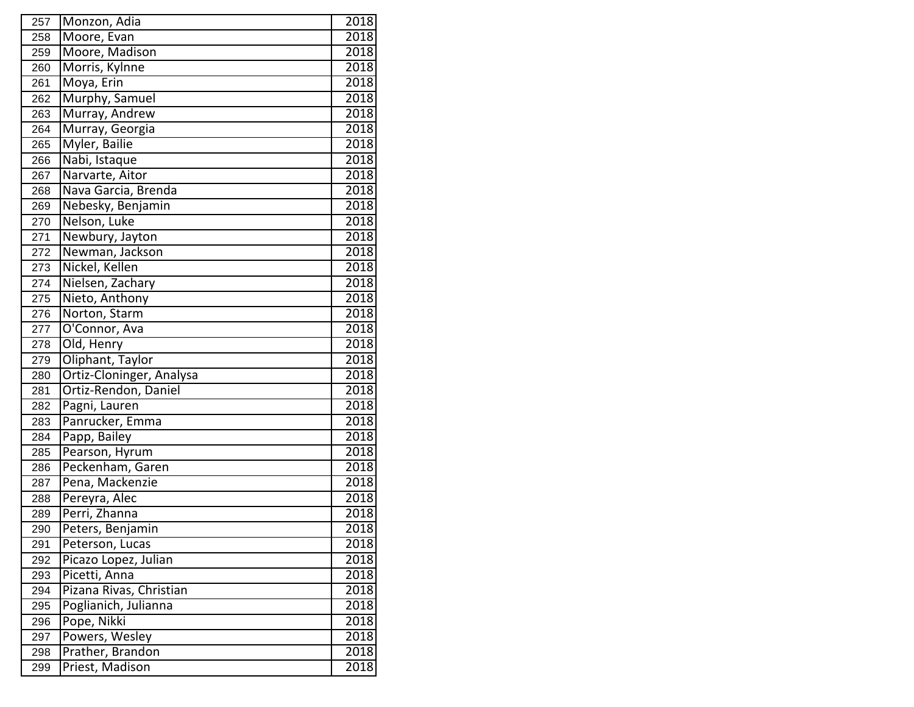| | | |
|---|---|---|
| 257 | Monzon, Adia | 2018 |
| 258 | Moore, Evan | 2018 |
| 259 | Moore, Madison | 2018 |
| 260 | Morris, Kylnne | 2018 |
| 261 | Moya, Erin | 2018 |
| 262 | Murphy, Samuel | 2018 |
| 263 | Murray, Andrew | 2018 |
| 264 | Murray, Georgia | 2018 |
| 265 | Myler, Bailie | 2018 |
| 266 | Nabi, Istaque | 2018 |
| 267 | Narvarte, Aitor | 2018 |
| 268 | Nava Garcia, Brenda | 2018 |
| 269 | Nebesky, Benjamin | 2018 |
| 270 | Nelson, Luke | 2018 |
| 271 | Newbury, Jayton | 2018 |
| 272 | Newman, Jackson | 2018 |
| 273 | Nickel, Kellen | 2018 |
| 274 | Nielsen, Zachary | 2018 |
| 275 | Nieto, Anthony | 2018 |
| 276 | Norton, Starm | 2018 |
| 277 | O'Connor, Ava | 2018 |
| 278 | Old, Henry | 2018 |
| 279 | Oliphant, Taylor | 2018 |
| 280 | Ortiz-Cloninger, Analysa | 2018 |
| 281 | Ortiz-Rendon, Daniel | 2018 |
| 282 | Pagni, Lauren | 2018 |
| 283 | Panrucker, Emma | 2018 |
| 284 | Papp, Bailey | 2018 |
| 285 | Pearson, Hyrum | 2018 |
| 286 | Peckenham, Garen | 2018 |
| 287 | Pena, Mackenzie | 2018 |
| 288 | Pereyra, Alec | 2018 |
| 289 | Perri, Zhanna | 2018 |
| 290 | Peters, Benjamin | 2018 |
| 291 | Peterson, Lucas | 2018 |
| 292 | Picazo Lopez, Julian | 2018 |
| 293 | Picetti, Anna | 2018 |
| 294 | Pizana Rivas, Christian | 2018 |
| 295 | Poglianich, Julianna | 2018 |
| 296 | Pope, Nikki | 2018 |
| 297 | Powers, Wesley | 2018 |
| 298 | Prather, Brandon | 2018 |
| 299 | Priest, Madison | 2018 |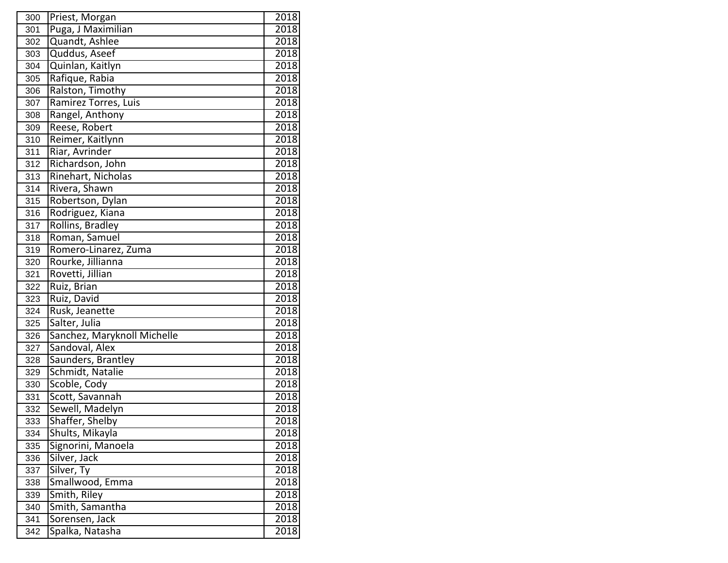| 300 | Priest, Morgan | 2018 |
|---|---|---|
| 301 | Puga, J Maximilian | 2018 |
| 302 | Quandt, Ashlee | 2018 |
| 303 | Quddus, Aseef | 2018 |
| 304 | Quinlan, Kaitlyn | 2018 |
| 305 | Rafique, Rabia | 2018 |
| 306 | Ralston, Timothy | 2018 |
| 307 | Ramirez Torres, Luis | 2018 |
| 308 | Rangel, Anthony | 2018 |
| 309 | Reese, Robert | 2018 |
| 310 | Reimer, Kaitlynn | 2018 |
| 311 | Riar, Avrinder | 2018 |
| 312 | Richardson, John | 2018 |
| 313 | Rinehart, Nicholas | 2018 |
| 314 | Rivera, Shawn | 2018 |
| 315 | Robertson, Dylan | 2018 |
| 316 | Rodriguez, Kiana | 2018 |
| 317 | Rollins, Bradley | 2018 |
| 318 | Roman, Samuel | 2018 |
| 319 | Romero-Linarez, Zuma | 2018 |
| 320 | Rourke, Jillianna | 2018 |
| 321 | Rovetti, Jillian | 2018 |
| 322 | Ruiz, Brian | 2018 |
| 323 | Ruiz, David | 2018 |
| 324 | Rusk, Jeanette | 2018 |
| 325 | Salter, Julia | 2018 |
| 326 | Sanchez, Maryknoll Michelle | 2018 |
| 327 | Sandoval, Alex | 2018 |
| 328 | Saunders, Brantley | 2018 |
| 329 | Schmidt, Natalie | 2018 |
| 330 | Scoble, Cody | 2018 |
| 331 | Scott, Savannah | 2018 |
| 332 | Sewell, Madelyn | 2018 |
| 333 | Shaffer, Shelby | 2018 |
| 334 | Shults, Mikayla | 2018 |
| 335 | Signorini, Manoela | 2018 |
| 336 | Silver, Jack | 2018 |
| 337 | Silver, Ty | 2018 |
| 338 | Smallwood, Emma | 2018 |
| 339 | Smith, Riley | 2018 |
| 340 | Smith, Samantha | 2018 |
| 341 | Sorensen, Jack | 2018 |
| 342 | Spalka, Natasha | 2018 |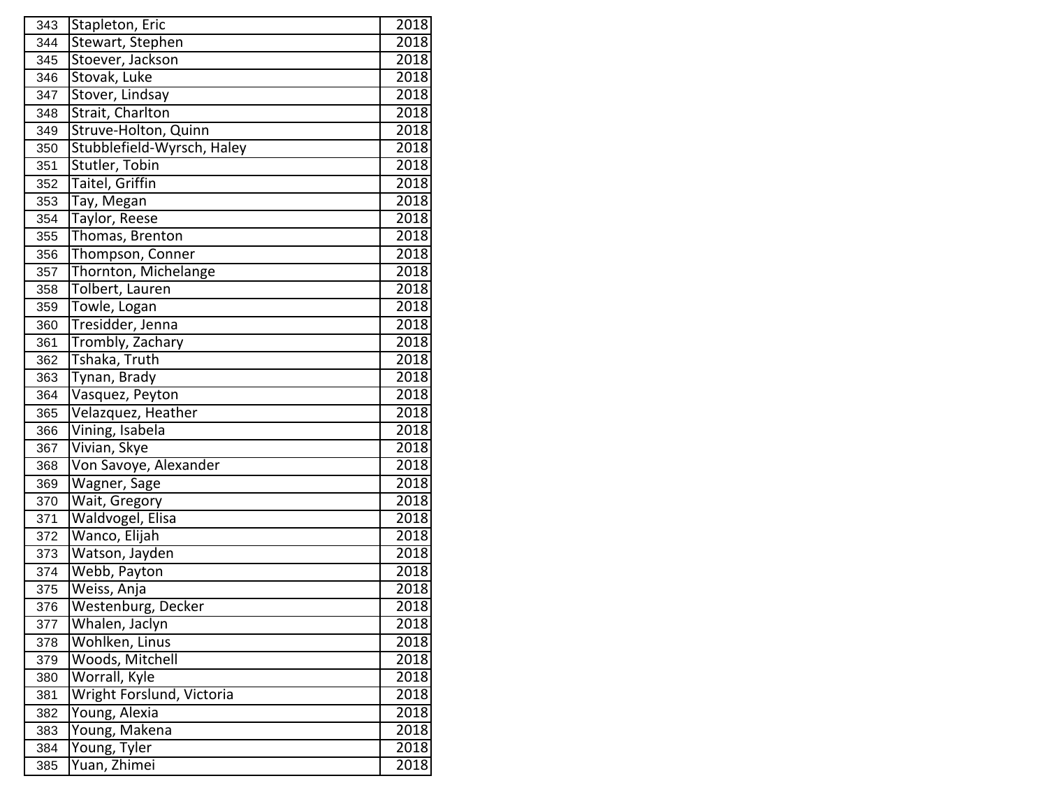| | | |
|---|---|---|
| 343 | Stapleton, Eric | 2018 |
| 344 | Stewart, Stephen | 2018 |
| 345 | Stoever, Jackson | 2018 |
| 346 | Stovak, Luke | 2018 |
| 347 | Stover, Lindsay | 2018 |
| 348 | Strait, Charlton | 2018 |
| 349 | Struve-Holton, Quinn | 2018 |
| 350 | Stubblefield-Wyrsch, Haley | 2018 |
| 351 | Stutler, Tobin | 2018 |
| 352 | Taitel, Griffin | 2018 |
| 353 | Tay, Megan | 2018 |
| 354 | Taylor, Reese | 2018 |
| 355 | Thomas, Brenton | 2018 |
| 356 | Thompson, Conner | 2018 |
| 357 | Thornton, Michelange | 2018 |
| 358 | Tolbert, Lauren | 2018 |
| 359 | Towle, Logan | 2018 |
| 360 | Tresidder, Jenna | 2018 |
| 361 | Trombly, Zachary | 2018 |
| 362 | Tshaka, Truth | 2018 |
| 363 | Tynan, Brady | 2018 |
| 364 | Vasquez, Peyton | 2018 |
| 365 | Velazquez, Heather | 2018 |
| 366 | Vining, Isabela | 2018 |
| 367 | Vivian, Skye | 2018 |
| 368 | Von Savoye, Alexander | 2018 |
| 369 | Wagner, Sage | 2018 |
| 370 | Wait, Gregory | 2018 |
| 371 | Waldvogel, Elisa | 2018 |
| 372 | Wanco, Elijah | 2018 |
| 373 | Watson, Jayden | 2018 |
| 374 | Webb, Payton | 2018 |
| 375 | Weiss, Anja | 2018 |
| 376 | Westenburg, Decker | 2018 |
| 377 | Whalen, Jaclyn | 2018 |
| 378 | Wohlken, Linus | 2018 |
| 379 | Woods, Mitchell | 2018 |
| 380 | Worrall, Kyle | 2018 |
| 381 | Wright Forslund, Victoria | 2018 |
| 382 | Young, Alexia | 2018 |
| 383 | Young, Makena | 2018 |
| 384 | Young, Tyler | 2018 |
| 385 | Yuan, Zhimei | 2018 |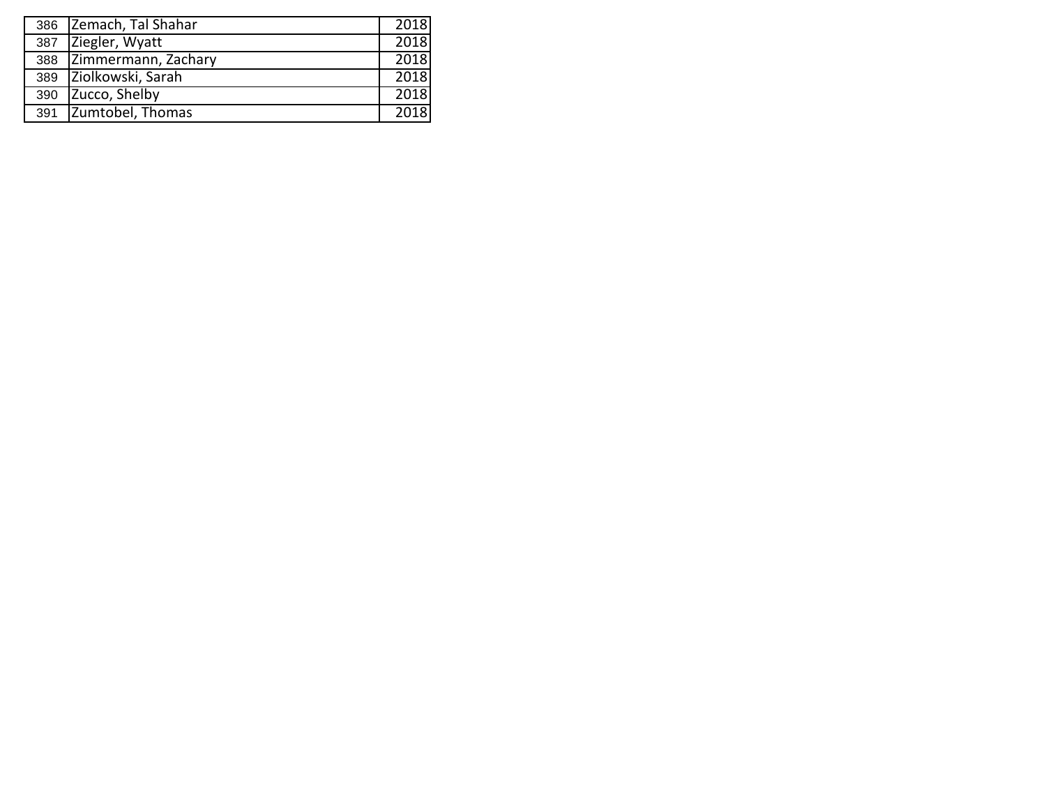| | | |
|---|---|---|
| 386 | Zemach, Tal Shahar | 2018 |
| 387 | Ziegler, Wyatt | 2018 |
| 388 | Zimmermann, Zachary | 2018 |
| 389 | Ziolkowski, Sarah | 2018 |
| 390 | Zucco, Shelby | 2018 |
| 391 | Zumtobel, Thomas | 2018 |